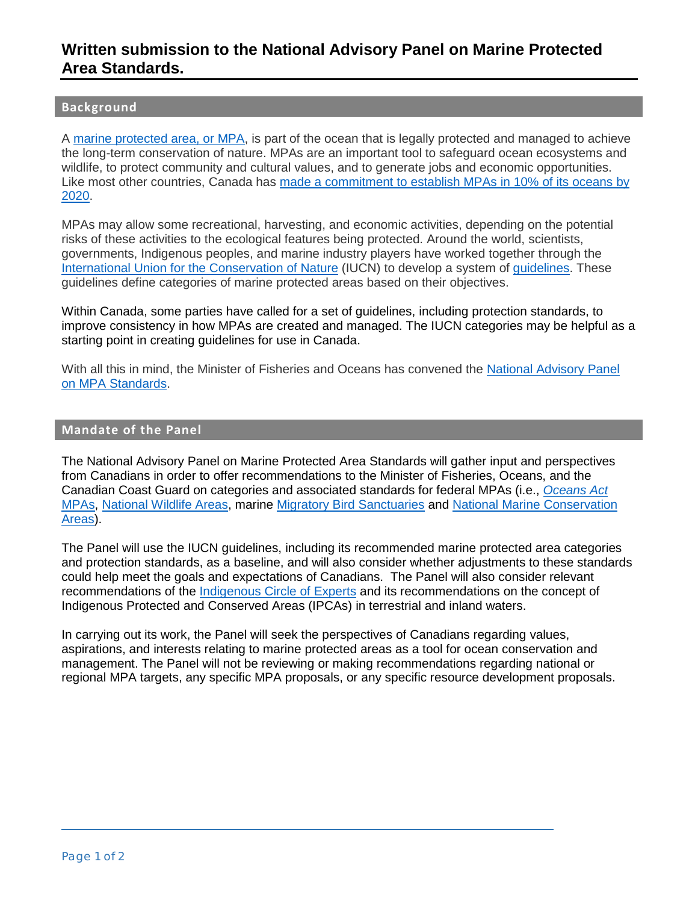# Written submission to the National Advisory Panel on Marine Protected Area Standards.

## Background

A marine protected area, or MPA, is part of the ocean that is legally protected and managed to achieve the long-term conservation of nature. MPAs are an important tool to safeguard ocean ecosystems and wildlife, to protect community and cultural values, and to generate jobs and economic opportunities. Like most other countries, Canada has made a commitment to establish MPAs in 10% of its oceans by 2020.

MPAs may allow some recreational, harvesting, and economic activities, depending on the potential risks of these activities to the ecological features being protected. Around the world, scientists, governments, Indigenous peoples, and marine industry players have worked together through the International Union for the Conservation of Nature (IUCN) to develop a system of guidelines. These guidelines define categories of marine protected areas based on their objectives.

Within Canada, some parties have called for a set of guidelines, including protection standards, to improve consistency in how MPAs are created and managed. The IUCN categories may be helpful as a starting point in creating guidelines for use in Canada.

With all this in mind, the Minister of Fisheries and Oceans has convened the National Advisory Panel on MPA Standards.

## Mandate of the Panel

The National Advisory Panel on Marine Protected Area Standards will gather input and perspectives from Canadians in order to offer recommendations to the Minister of Fisheries, Oceans, and the Canadian Coast Guard on categories and associated standards for federal MPAs (i.e., *Oceans Act* MPAs, National Wildlife Areas, marine Migratory Bird Sanctuaries and National Marine Conservation Areas).

The Panel will use the IUCN guidelines, including its recommended marine protected area categories and protection standards, as a baseline, and will also consider whether adjustments to these standards could help meet the goals and expectations of Canadians. The Panel will also consider relevant recommendations of the Indigenous Circle of Experts and its recommendations on the concept of Indigenous Protected and Conserved Areas (IPCAs) in terrestrial and inland waters.

In carrying out its work, the Panel will seek the perspectives of Canadians regarding values, aspirations, and interests relating to marine protected areas as a tool for ocean conservation and management. The Panel will not be reviewing or making recommendations regarding national or regional MPA targets, any specific MPA proposals, or any specific resource development proposals.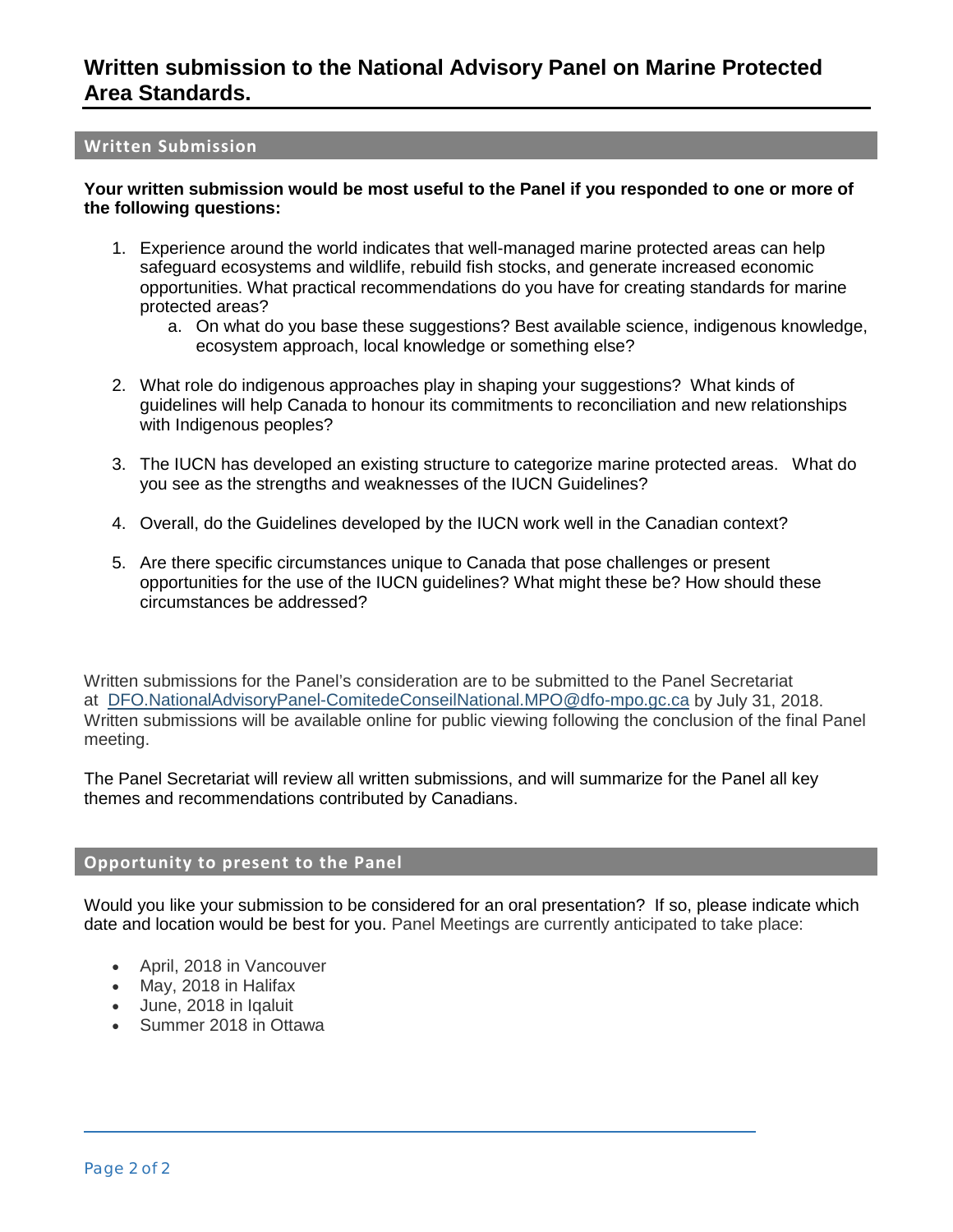# Written submission to the National Advisory Panel on Marine Protected Area Standards.

## Written Submission

**Your written submission would be most useful to the Panel if you responded to one or more of the following questions:**

1. Experience around the world indicates that well-managed marine protected areas can help safeguard ecosystems and wildlife, rebuild fish stocks, and generate increased economic opportunities. What practical recommendations do you have for creating standards for marine protected areas?
   a. On what do you base these suggestions? Best available science, indigenous knowledge, ecosystem approach, local knowledge or something else?

2. What role do indigenous approaches play in shaping your suggestions? What kinds of guidelines will help Canada to honour its commitments to reconciliation and new relationships with Indigenous peoples?

3. The IUCN has developed an existing structure to categorize marine protected areas. What do you see as the strengths and weaknesses of the IUCN Guidelines?

4. Overall, do the Guidelines developed by the IUCN work well in the Canadian context?

5. Are there specific circumstances unique to Canada that pose challenges or present opportunities for the use of the IUCN guidelines? What might these be? How should these circumstances be addressed?

Written submissions for the Panel's consideration are to be submitted to the Panel Secretariat at DFO.NationalAdvisoryPanel-ComitedeConseilNational.MPO@dfo-mpo.gc.ca by July 31, 2018. Written submissions will be available online for public viewing following the conclusion of the final Panel meeting.

The Panel Secretariat will review all written submissions, and will summarize for the Panel all key themes and recommendations contributed by Canadians.

## Opportunity to present to the Panel

Would you like your submission to be considered for an oral presentation? If so, please indicate which date and location would be best for you. Panel Meetings are currently anticipated to take place:

- April, 2018 in Vancouver
- May, 2018 in Halifax
- June, 2018 in Iqaluit
- Summer 2018 in Ottawa